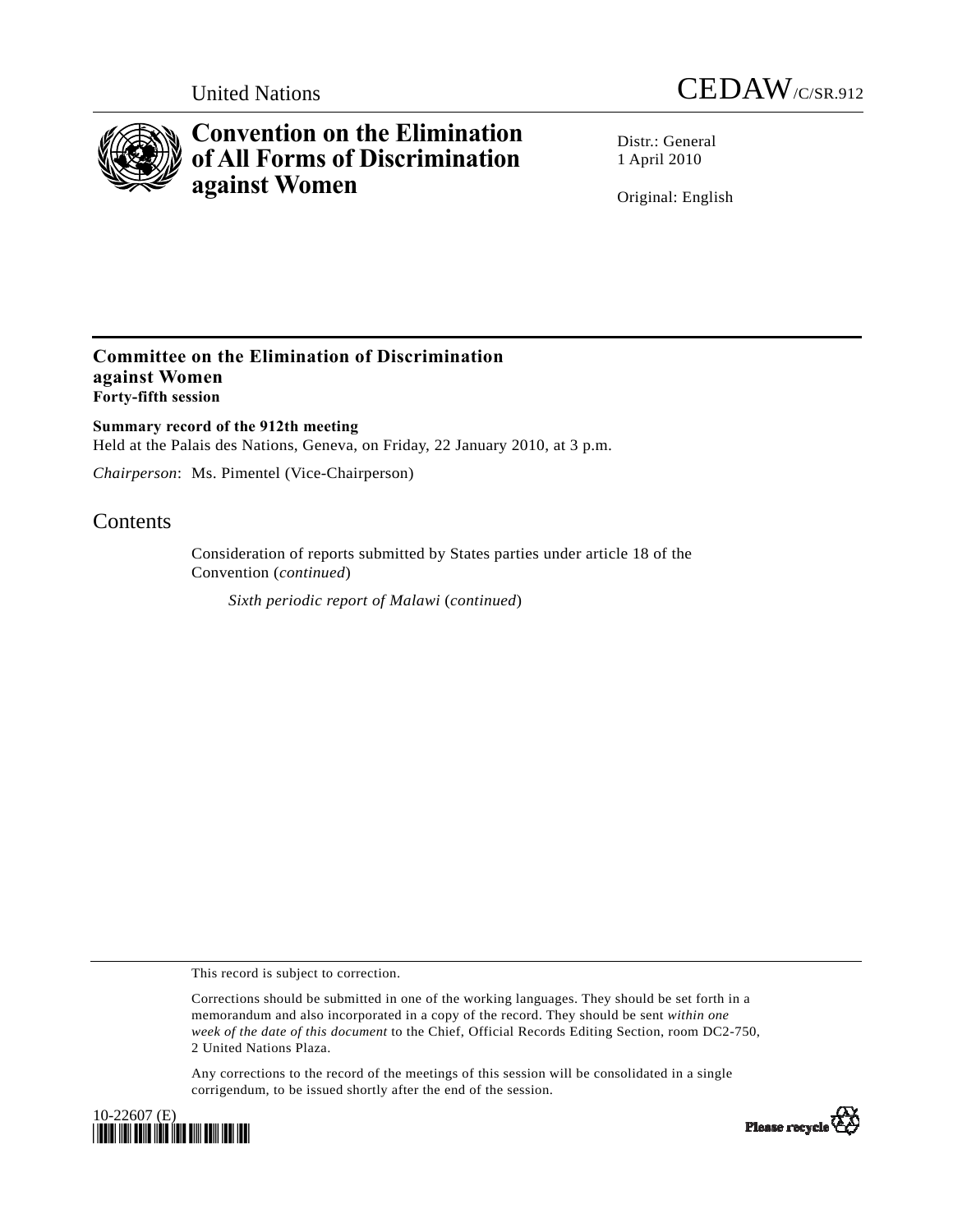United Nations

CEDAW/C/SR.912

# Convention on the Elimination of All Forms of Discrimination against Women

Distr.: General
1 April 2010

Original: English

## Committee on the Elimination of Discrimination against Women
**Forty-fifth session**

**Summary record of the 912th meeting**
Held at the Palais des Nations, Geneva, on Friday, 22 January 2010, at 3 p.m.

*Chairperson*: Ms. Pimentel (Vice-Chairperson)

## Contents

Consideration of reports submitted by States parties under article 18 of the Convention (*continued*)

*Sixth periodic report of Malawi* (*continued*)

This record is subject to correction.

Corrections should be submitted in one of the working languages. They should be set forth in a memorandum and also incorporated in a copy of the record. They should be sent *within one week of the date of this document* to the Chief, Official Records Editing Section, room DC2-750, 2 United Nations Plaza.

Any corrections to the record of the meetings of this session will be consolidated in a single corrigendum, to be issued shortly after the end of the session.

10-22607 (E)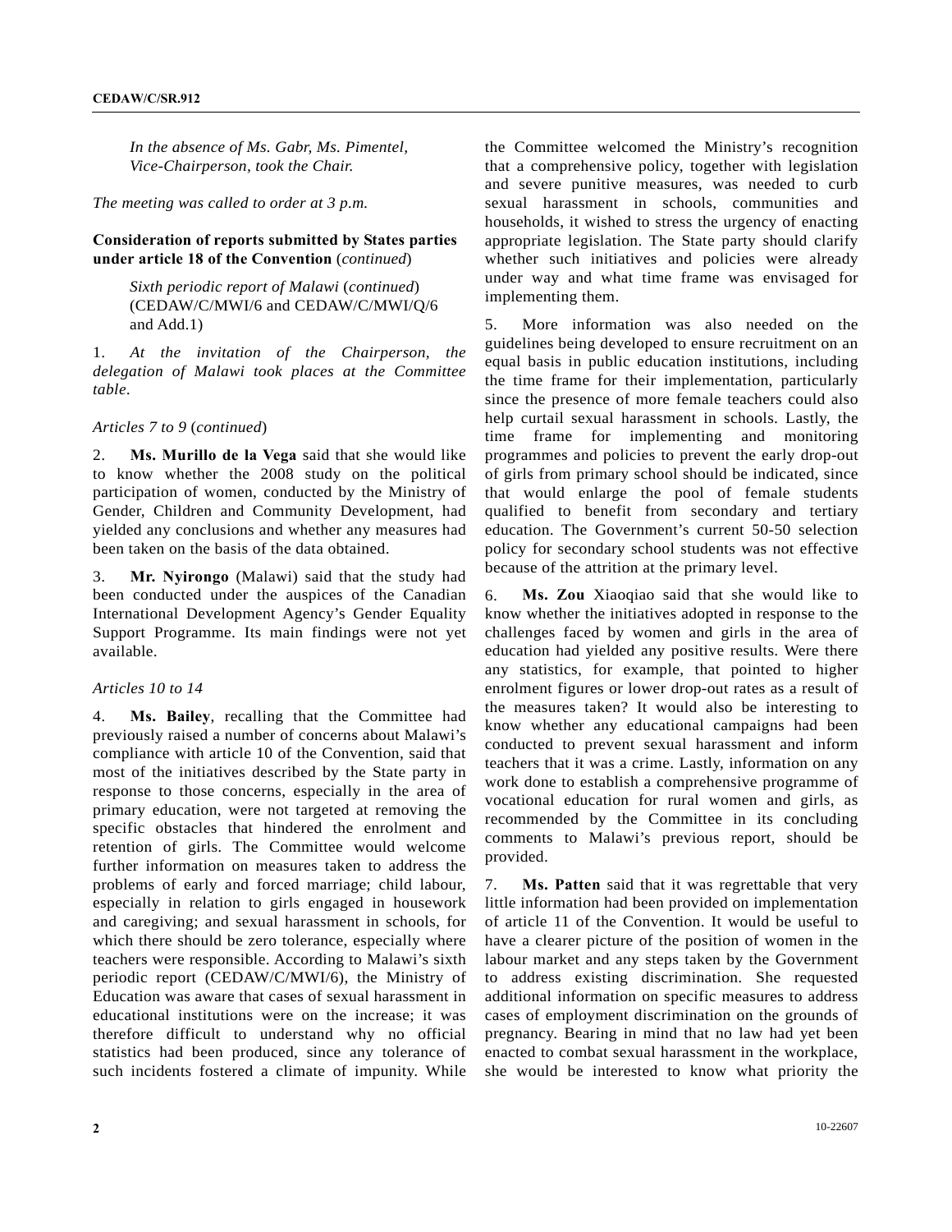*In the absence of Ms. Gabr, Ms. Pimentel, Vice-Chairperson, took the Chair.*

*The meeting was called to order at 3 p.m.*

**Consideration of reports submitted by States parties under article 18 of the Convention** (*continued*)

*Sixth periodic report of Malawi* (*continued*) (CEDAW/C/MWI/6 and CEDAW/C/MWI/Q/6 and Add.1)

1. *At the invitation of the Chairperson, the delegation of Malawi took places at the Committee table.*

*Articles 7 to 9* (*continued*)

2. **Ms. Murillo de la Vega** said that she would like to know whether the 2008 study on the political participation of women, conducted by the Ministry of Gender, Children and Community Development, had yielded any conclusions and whether any measures had been taken on the basis of the data obtained.

3. **Mr. Nyirongo** (Malawi) said that the study had been conducted under the auspices of the Canadian International Development Agency's Gender Equality Support Programme. Its main findings were not yet available.

*Articles 10 to 14*

4. **Ms. Bailey**, recalling that the Committee had previously raised a number of concerns about Malawi's compliance with article 10 of the Convention, said that most of the initiatives described by the State party in response to those concerns, especially in the area of primary education, were not targeted at removing the specific obstacles that hindered the enrolment and retention of girls. The Committee would welcome further information on measures taken to address the problems of early and forced marriage; child labour, especially in relation to girls engaged in housework and caregiving; and sexual harassment in schools, for which there should be zero tolerance, especially where teachers were responsible. According to Malawi's sixth periodic report (CEDAW/C/MWI/6), the Ministry of Education was aware that cases of sexual harassment in educational institutions were on the increase; it was therefore difficult to understand why no official statistics had been produced, since any tolerance of such incidents fostered a climate of impunity. While the Committee welcomed the Ministry's recognition that a comprehensive policy, together with legislation and severe punitive measures, was needed to curb sexual harassment in schools, communities and households, it wished to stress the urgency of enacting appropriate legislation. The State party should clarify whether such initiatives and policies were already under way and what time frame was envisaged for implementing them.

5. More information was also needed on the guidelines being developed to ensure recruitment on an equal basis in public education institutions, including the time frame for their implementation, particularly since the presence of more female teachers could also help curtail sexual harassment in schools. Lastly, the time frame for implementing and monitoring programmes and policies to prevent the early drop-out of girls from primary school should be indicated, since that would enlarge the pool of female students qualified to benefit from secondary and tertiary education. The Government's current 50-50 selection policy for secondary school students was not effective because of the attrition at the primary level.

6. **Ms. Zou** Xiaoqiao said that she would like to know whether the initiatives adopted in response to the challenges faced by women and girls in the area of education had yielded any positive results. Were there any statistics, for example, that pointed to higher enrolment figures or lower drop-out rates as a result of the measures taken? It would also be interesting to know whether any educational campaigns had been conducted to prevent sexual harassment and inform teachers that it was a crime. Lastly, information on any work done to establish a comprehensive programme of vocational education for rural women and girls, as recommended by the Committee in its concluding comments to Malawi's previous report, should be provided.

7. **Ms. Patten** said that it was regrettable that very little information had been provided on implementation of article 11 of the Convention. It would be useful to have a clearer picture of the position of women in the labour market and any steps taken by the Government to address existing discrimination. She requested additional information on specific measures to address cases of employment discrimination on the grounds of pregnancy. Bearing in mind that no law had yet been enacted to combat sexual harassment in the workplace, she would be interested to know what priority the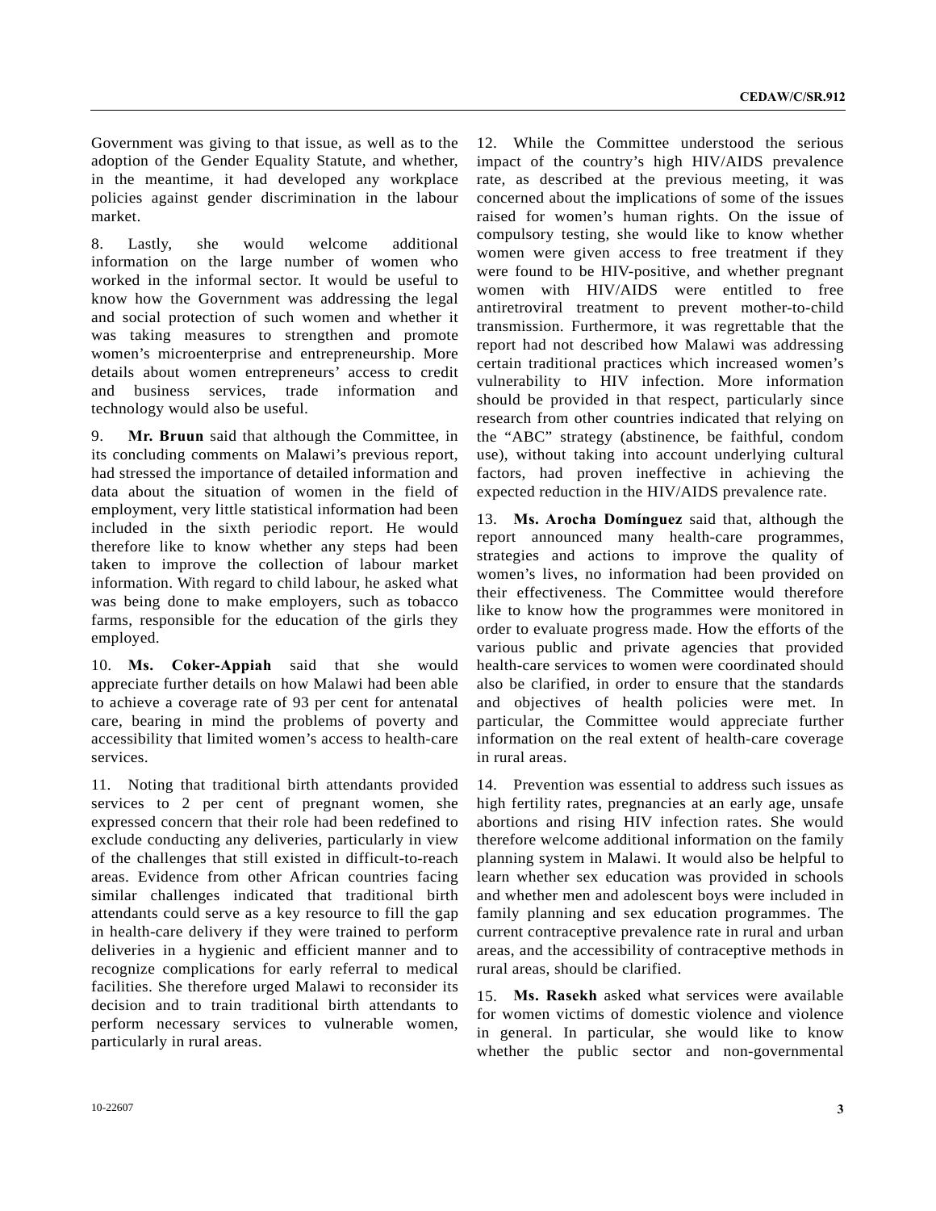Government was giving to that issue, as well as to the adoption of the Gender Equality Statute, and whether, in the meantime, it had developed any workplace policies against gender discrimination in the labour market.

8. Lastly, she would welcome additional information on the large number of women who worked in the informal sector. It would be useful to know how the Government was addressing the legal and social protection of such women and whether it was taking measures to strengthen and promote women's microenterprise and entrepreneurship. More details about women entrepreneurs' access to credit and business services, trade information and technology would also be useful.

9. **Mr. Bruun** said that although the Committee, in its concluding comments on Malawi's previous report, had stressed the importance of detailed information and data about the situation of women in the field of employment, very little statistical information had been included in the sixth periodic report. He would therefore like to know whether any steps had been taken to improve the collection of labour market information. With regard to child labour, he asked what was being done to make employers, such as tobacco farms, responsible for the education of the girls they employed.

10. **Ms. Coker-Appiah** said that she would appreciate further details on how Malawi had been able to achieve a coverage rate of 93 per cent for antenatal care, bearing in mind the problems of poverty and accessibility that limited women's access to health-care services.

11. Noting that traditional birth attendants provided services to 2 per cent of pregnant women, she expressed concern that their role had been redefined to exclude conducting any deliveries, particularly in view of the challenges that still existed in difficult-to-reach areas. Evidence from other African countries facing similar challenges indicated that traditional birth attendants could serve as a key resource to fill the gap in health-care delivery if they were trained to perform deliveries in a hygienic and efficient manner and to recognize complications for early referral to medical facilities. She therefore urged Malawi to reconsider its decision and to train traditional birth attendants to perform necessary services to vulnerable women, particularly in rural areas.

12. While the Committee understood the serious impact of the country's high HIV/AIDS prevalence rate, as described at the previous meeting, it was concerned about the implications of some of the issues raised for women's human rights. On the issue of compulsory testing, she would like to know whether women were given access to free treatment if they were found to be HIV-positive, and whether pregnant women with HIV/AIDS were entitled to free antiretroviral treatment to prevent mother-to-child transmission. Furthermore, it was regrettable that the report had not described how Malawi was addressing certain traditional practices which increased women's vulnerability to HIV infection. More information should be provided in that respect, particularly since research from other countries indicated that relying on the "ABC" strategy (abstinence, be faithful, condom use), without taking into account underlying cultural factors, had proven ineffective in achieving the expected reduction in the HIV/AIDS prevalence rate.

13. **Ms. Arocha Domínguez** said that, although the report announced many health-care programmes, strategies and actions to improve the quality of women's lives, no information had been provided on their effectiveness. The Committee would therefore like to know how the programmes were monitored in order to evaluate progress made. How the efforts of the various public and private agencies that provided health-care services to women were coordinated should also be clarified, in order to ensure that the standards and objectives of health policies were met. In particular, the Committee would appreciate further information on the real extent of health-care coverage in rural areas.

14. Prevention was essential to address such issues as high fertility rates, pregnancies at an early age, unsafe abortions and rising HIV infection rates. She would therefore welcome additional information on the family planning system in Malawi. It would also be helpful to learn whether sex education was provided in schools and whether men and adolescent boys were included in family planning and sex education programmes. The current contraceptive prevalence rate in rural and urban areas, and the accessibility of contraceptive methods in rural areas, should be clarified.

15. **Ms. Rasekh** asked what services were available for women victims of domestic violence and violence in general. In particular, she would like to know whether the public sector and non-governmental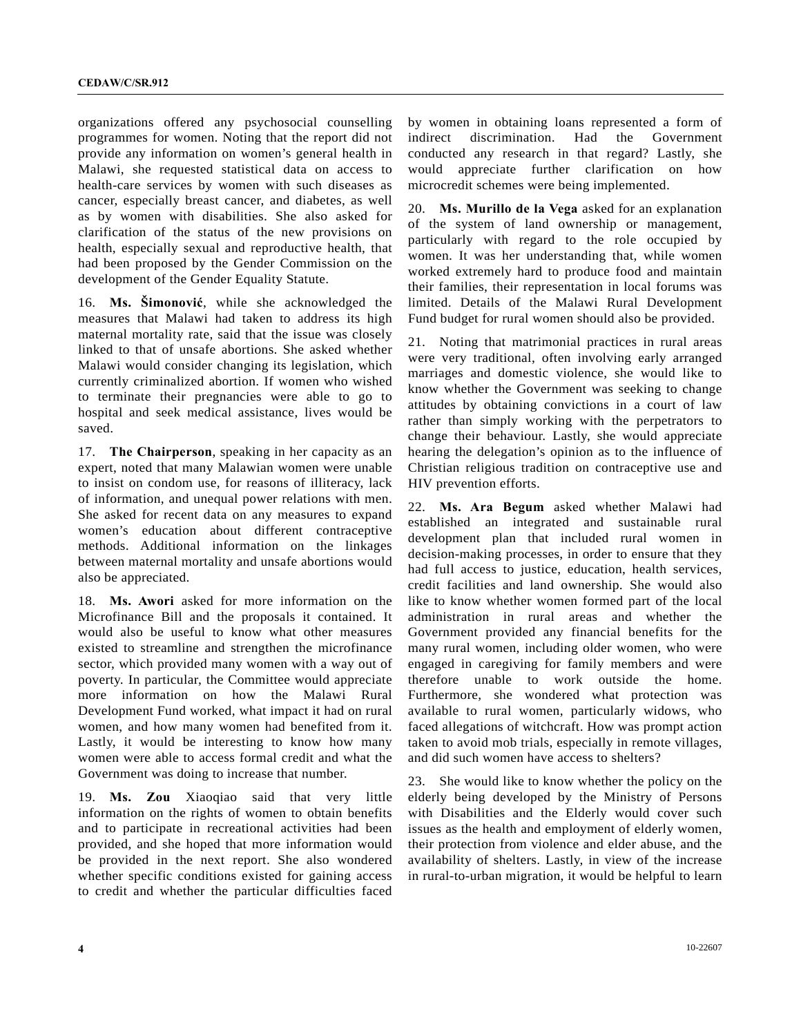organizations offered any psychosocial counselling programmes for women. Noting that the report did not provide any information on women's general health in Malawi, she requested statistical data on access to health-care services by women with such diseases as cancer, especially breast cancer, and diabetes, as well as by women with disabilities. She also asked for clarification of the status of the new provisions on health, especially sexual and reproductive health, that had been proposed by the Gender Commission on the development of the Gender Equality Statute.

16. **Ms. Šimonović**, while she acknowledged the measures that Malawi had taken to address its high maternal mortality rate, said that the issue was closely linked to that of unsafe abortions. She asked whether Malawi would consider changing its legislation, which currently criminalized abortion. If women who wished to terminate their pregnancies were able to go to hospital and seek medical assistance, lives would be saved.

17. **The Chairperson**, speaking in her capacity as an expert, noted that many Malawian women were unable to insist on condom use, for reasons of illiteracy, lack of information, and unequal power relations with men. She asked for recent data on any measures to expand women's education about different contraceptive methods. Additional information on the linkages between maternal mortality and unsafe abortions would also be appreciated.

18. **Ms. Awori** asked for more information on the Microfinance Bill and the proposals it contained. It would also be useful to know what other measures existed to streamline and strengthen the microfinance sector, which provided many women with a way out of poverty. In particular, the Committee would appreciate more information on how the Malawi Rural Development Fund worked, what impact it had on rural women, and how many women had benefited from it. Lastly, it would be interesting to know how many women were able to access formal credit and what the Government was doing to increase that number.

19. **Ms. Zou** Xiaoqiao said that very little information on the rights of women to obtain benefits and to participate in recreational activities had been provided, and she hoped that more information would be provided in the next report. She also wondered whether specific conditions existed for gaining access to credit and whether the particular difficulties faced by women in obtaining loans represented a form of indirect discrimination. Had the Government conducted any research in that regard? Lastly, she would appreciate further clarification on how microcredit schemes were being implemented.

20. **Ms. Murillo de la Vega** asked for an explanation of the system of land ownership or management, particularly with regard to the role occupied by women. It was her understanding that, while women worked extremely hard to produce food and maintain their families, their representation in local forums was limited. Details of the Malawi Rural Development Fund budget for rural women should also be provided.

21. Noting that matrimonial practices in rural areas were very traditional, often involving early arranged marriages and domestic violence, she would like to know whether the Government was seeking to change attitudes by obtaining convictions in a court of law rather than simply working with the perpetrators to change their behaviour. Lastly, she would appreciate hearing the delegation's opinion as to the influence of Christian religious tradition on contraceptive use and HIV prevention efforts.

22. **Ms. Ara Begum** asked whether Malawi had established an integrated and sustainable rural development plan that included rural women in decision-making processes, in order to ensure that they had full access to justice, education, health services, credit facilities and land ownership. She would also like to know whether women formed part of the local administration in rural areas and whether the Government provided any financial benefits for the many rural women, including older women, who were engaged in caregiving for family members and were therefore unable to work outside the home. Furthermore, she wondered what protection was available to rural women, particularly widows, who faced allegations of witchcraft. How was prompt action taken to avoid mob trials, especially in remote villages, and did such women have access to shelters?

23. She would like to know whether the policy on the elderly being developed by the Ministry of Persons with Disabilities and the Elderly would cover such issues as the health and employment of elderly women, their protection from violence and elder abuse, and the availability of shelters. Lastly, in view of the increase in rural-to-urban migration, it would be helpful to learn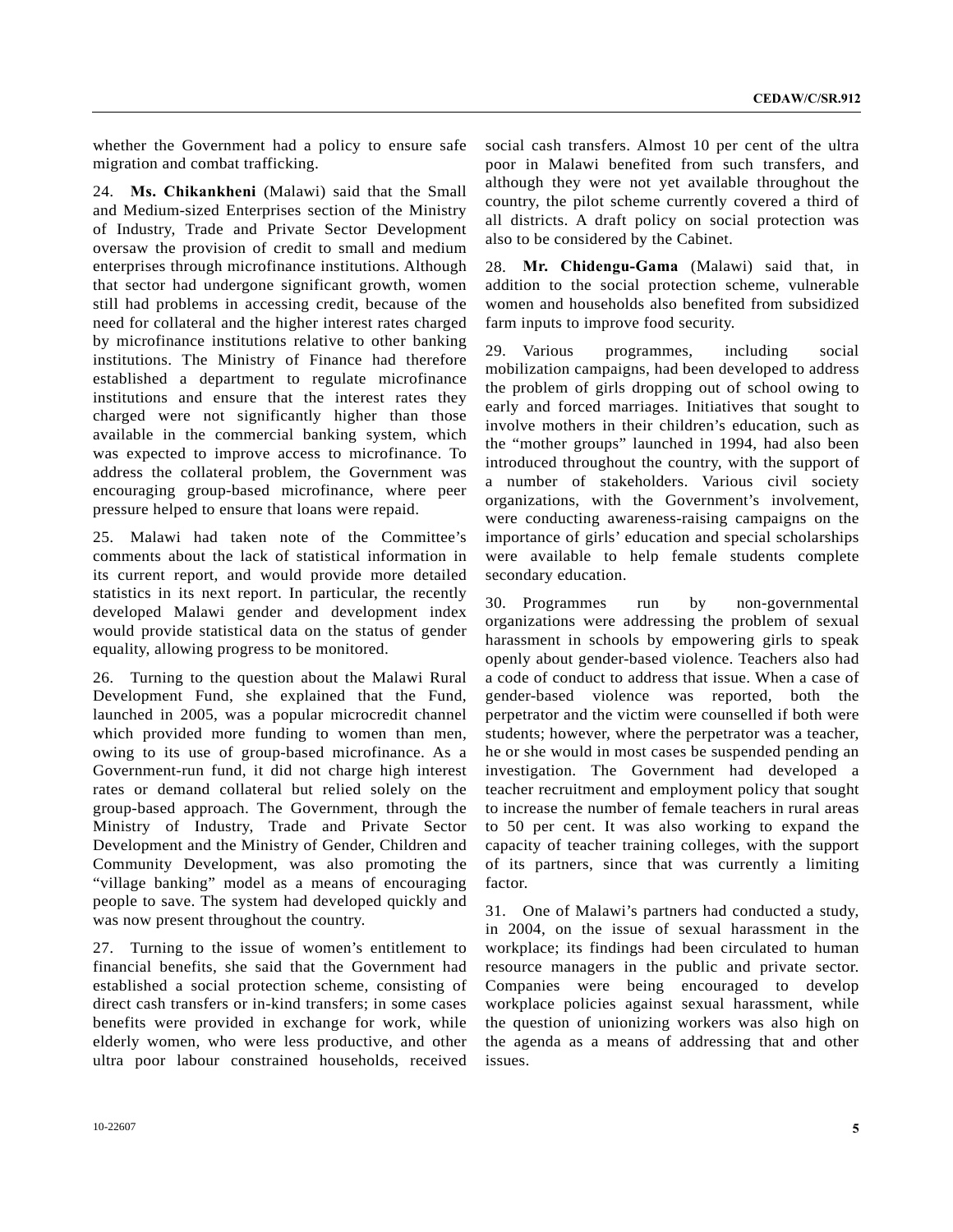whether the Government had a policy to ensure safe migration and combat trafficking.

24. **Ms. Chikankheni** (Malawi) said that the Small and Medium-sized Enterprises section of the Ministry of Industry, Trade and Private Sector Development oversaw the provision of credit to small and medium enterprises through microfinance institutions. Although that sector had undergone significant growth, women still had problems in accessing credit, because of the need for collateral and the higher interest rates charged by microfinance institutions relative to other banking institutions. The Ministry of Finance had therefore established a department to regulate microfinance institutions and ensure that the interest rates they charged were not significantly higher than those available in the commercial banking system, which was expected to improve access to microfinance. To address the collateral problem, the Government was encouraging group-based microfinance, where peer pressure helped to ensure that loans were repaid.

25. Malawi had taken note of the Committee's comments about the lack of statistical information in its current report, and would provide more detailed statistics in its next report. In particular, the recently developed Malawi gender and development index would provide statistical data on the status of gender equality, allowing progress to be monitored.

26. Turning to the question about the Malawi Rural Development Fund, she explained that the Fund, launched in 2005, was a popular microcredit channel which provided more funding to women than men, owing to its use of group-based microfinance. As a Government-run fund, it did not charge high interest rates or demand collateral but relied solely on the group-based approach. The Government, through the Ministry of Industry, Trade and Private Sector Development and the Ministry of Gender, Children and Community Development, was also promoting the "village banking" model as a means of encouraging people to save. The system had developed quickly and was now present throughout the country.

27. Turning to the issue of women's entitlement to financial benefits, she said that the Government had established a social protection scheme, consisting of direct cash transfers or in-kind transfers; in some cases benefits were provided in exchange for work, while elderly women, who were less productive, and other ultra poor labour constrained households, received social cash transfers. Almost 10 per cent of the ultra poor in Malawi benefited from such transfers, and although they were not yet available throughout the country, the pilot scheme currently covered a third of all districts. A draft policy on social protection was also to be considered by the Cabinet.

28. **Mr. Chidengu-Gama** (Malawi) said that, in addition to the social protection scheme, vulnerable women and households also benefited from subsidized farm inputs to improve food security.

29. Various programmes, including social mobilization campaigns, had been developed to address the problem of girls dropping out of school owing to early and forced marriages. Initiatives that sought to involve mothers in their children's education, such as the "mother groups" launched in 1994, had also been introduced throughout the country, with the support of a number of stakeholders. Various civil society organizations, with the Government's involvement, were conducting awareness-raising campaigns on the importance of girls' education and special scholarships were available to help female students complete secondary education.

30. Programmes run by non-governmental organizations were addressing the problem of sexual harassment in schools by empowering girls to speak openly about gender-based violence. Teachers also had a code of conduct to address that issue. When a case of gender-based violence was reported, both the perpetrator and the victim were counselled if both were students; however, where the perpetrator was a teacher, he or she would in most cases be suspended pending an investigation. The Government had developed a teacher recruitment and employment policy that sought to increase the number of female teachers in rural areas to 50 per cent. It was also working to expand the capacity of teacher training colleges, with the support of its partners, since that was currently a limiting factor.

31. One of Malawi's partners had conducted a study, in 2004, on the issue of sexual harassment in the workplace; its findings had been circulated to human resource managers in the public and private sector. Companies were being encouraged to develop workplace policies against sexual harassment, while the question of unionizing workers was also high on the agenda as a means of addressing that and other issues.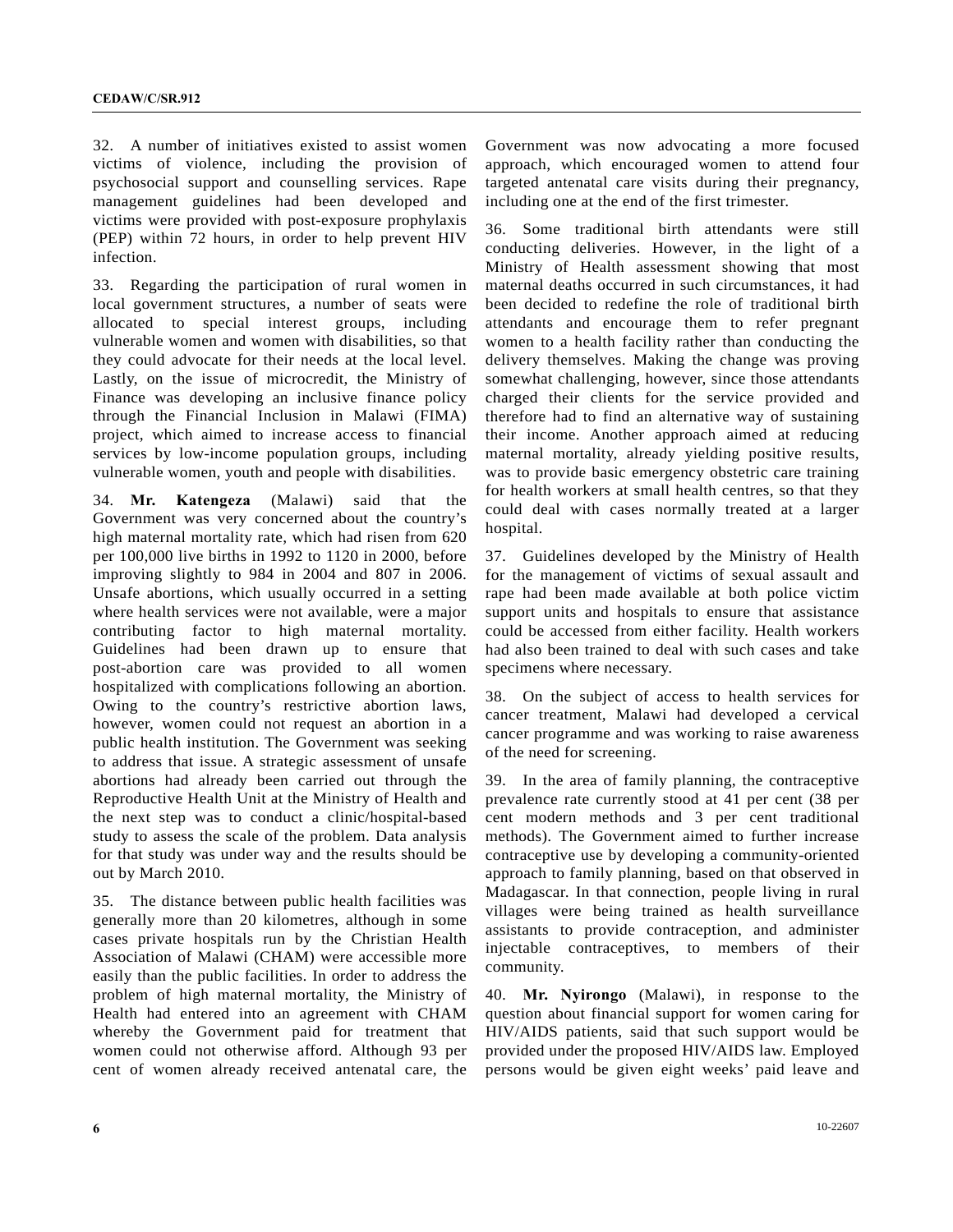32. A number of initiatives existed to assist women victims of violence, including the provision of psychosocial support and counselling services. Rape management guidelines had been developed and victims were provided with post-exposure prophylaxis (PEP) within 72 hours, in order to help prevent HIV infection.

33. Regarding the participation of rural women in local government structures, a number of seats were allocated to special interest groups, including vulnerable women and women with disabilities, so that they could advocate for their needs at the local level. Lastly, on the issue of microcredit, the Ministry of Finance was developing an inclusive finance policy through the Financial Inclusion in Malawi (FIMA) project, which aimed to increase access to financial services by low-income population groups, including vulnerable women, youth and people with disabilities.

34. **Mr. Katengeza** (Malawi) said that the Government was very concerned about the country's high maternal mortality rate, which had risen from 620 per 100,000 live births in 1992 to 1120 in 2000, before improving slightly to 984 in 2004 and 807 in 2006. Unsafe abortions, which usually occurred in a setting where health services were not available, were a major contributing factor to high maternal mortality. Guidelines had been drawn up to ensure that post-abortion care was provided to all women hospitalized with complications following an abortion. Owing to the country's restrictive abortion laws, however, women could not request an abortion in a public health institution. The Government was seeking to address that issue. A strategic assessment of unsafe abortions had already been carried out through the Reproductive Health Unit at the Ministry of Health and the next step was to conduct a clinic/hospital-based study to assess the scale of the problem. Data analysis for that study was under way and the results should be out by March 2010.

35. The distance between public health facilities was generally more than 20 kilometres, although in some cases private hospitals run by the Christian Health Association of Malawi (CHAM) were accessible more easily than the public facilities. In order to address the problem of high maternal mortality, the Ministry of Health had entered into an agreement with CHAM whereby the Government paid for treatment that women could not otherwise afford. Although 93 per cent of women already received antenatal care, the Government was now advocating a more focused approach, which encouraged women to attend four targeted antenatal care visits during their pregnancy, including one at the end of the first trimester.

36. Some traditional birth attendants were still conducting deliveries. However, in the light of a Ministry of Health assessment showing that most maternal deaths occurred in such circumstances, it had been decided to redefine the role of traditional birth attendants and encourage them to refer pregnant women to a health facility rather than conducting the delivery themselves. Making the change was proving somewhat challenging, however, since those attendants charged their clients for the service provided and therefore had to find an alternative way of sustaining their income. Another approach aimed at reducing maternal mortality, already yielding positive results, was to provide basic emergency obstetric care training for health workers at small health centres, so that they could deal with cases normally treated at a larger hospital.

37. Guidelines developed by the Ministry of Health for the management of victims of sexual assault and rape had been made available at both police victim support units and hospitals to ensure that assistance could be accessed from either facility. Health workers had also been trained to deal with such cases and take specimens where necessary.

38. On the subject of access to health services for cancer treatment, Malawi had developed a cervical cancer programme and was working to raise awareness of the need for screening.

39. In the area of family planning, the contraceptive prevalence rate currently stood at 41 per cent (38 per cent modern methods and 3 per cent traditional methods). The Government aimed to further increase contraceptive use by developing a community-oriented approach to family planning, based on that observed in Madagascar. In that connection, people living in rural villages were being trained as health surveillance assistants to provide contraception, and administer injectable contraceptives, to members of their community.

40. **Mr. Nyirongo** (Malawi), in response to the question about financial support for women caring for HIV/AIDS patients, said that such support would be provided under the proposed HIV/AIDS law. Employed persons would be given eight weeks' paid leave and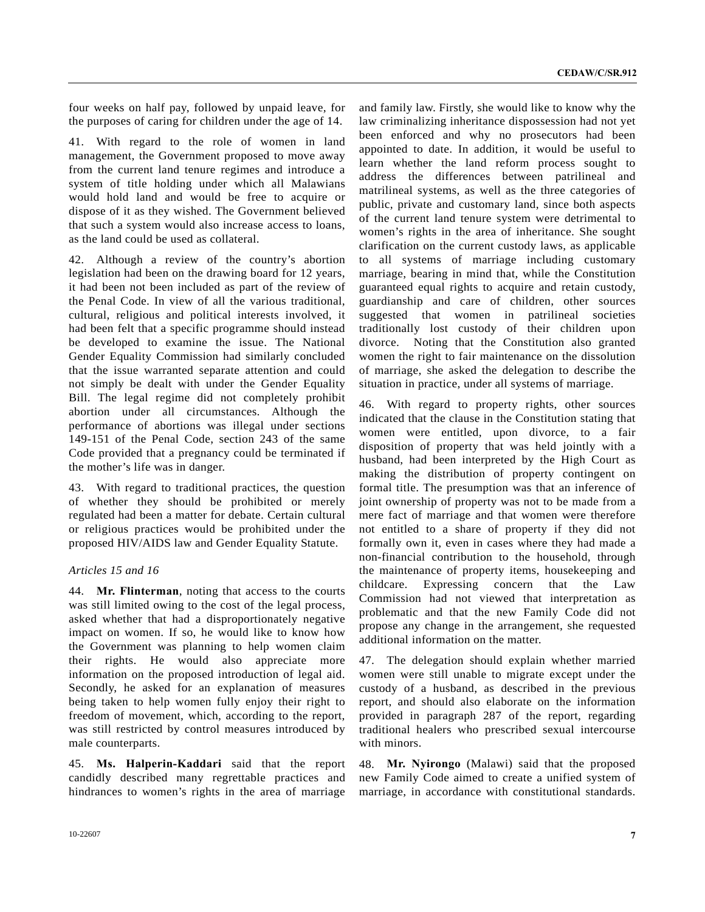four weeks on half pay, followed by unpaid leave, for the purposes of caring for children under the age of 14.

41. With regard to the role of women in land management, the Government proposed to move away from the current land tenure regimes and introduce a system of title holding under which all Malawians would hold land and would be free to acquire or dispose of it as they wished. The Government believed that such a system would also increase access to loans, as the land could be used as collateral.

42. Although a review of the country's abortion legislation had been on the drawing board for 12 years, it had been not been included as part of the review of the Penal Code. In view of all the various traditional, cultural, religious and political interests involved, it had been felt that a specific programme should instead be developed to examine the issue. The National Gender Equality Commission had similarly concluded that the issue warranted separate attention and could not simply be dealt with under the Gender Equality Bill. The legal regime did not completely prohibit abortion under all circumstances. Although the performance of abortions was illegal under sections 149-151 of the Penal Code, section 243 of the same Code provided that a pregnancy could be terminated if the mother's life was in danger.

43. With regard to traditional practices, the question of whether they should be prohibited or merely regulated had been a matter for debate. Certain cultural or religious practices would be prohibited under the proposed HIV/AIDS law and Gender Equality Statute.

*Articles 15 and 16*

44. **Mr. Flinterman**, noting that access to the courts was still limited owing to the cost of the legal process, asked whether that had a disproportionately negative impact on women. If so, he would like to know how the Government was planning to help women claim their rights. He would also appreciate more information on the proposed introduction of legal aid. Secondly, he asked for an explanation of measures being taken to help women fully enjoy their right to freedom of movement, which, according to the report, was still restricted by control measures introduced by male counterparts.

45. **Ms. Halperin-Kaddari** said that the report candidly described many regrettable practices and hindrances to women's rights in the area of marriage and family law. Firstly, she would like to know why the law criminalizing inheritance dispossession had not yet been enforced and why no prosecutors had been appointed to date. In addition, it would be useful to learn whether the land reform process sought to address the differences between patrilineal and matrilineal systems, as well as the three categories of public, private and customary land, since both aspects of the current land tenure system were detrimental to women's rights in the area of inheritance. She sought clarification on the current custody laws, as applicable to all systems of marriage including customary marriage, bearing in mind that, while the Constitution guaranteed equal rights to acquire and retain custody, guardianship and care of children, other sources suggested that women in patrilineal societies traditionally lost custody of their children upon divorce. Noting that the Constitution also granted women the right to fair maintenance on the dissolution of marriage, she asked the delegation to describe the situation in practice, under all systems of marriage.

46. With regard to property rights, other sources indicated that the clause in the Constitution stating that women were entitled, upon divorce, to a fair disposition of property that was held jointly with a husband, had been interpreted by the High Court as making the distribution of property contingent on formal title. The presumption was that an inference of joint ownership of property was not to be made from a mere fact of marriage and that women were therefore not entitled to a share of property if they did not formally own it, even in cases where they had made a non-financial contribution to the household, through the maintenance of property items, housekeeping and childcare. Expressing concern that the Law Commission had not viewed that interpretation as problematic and that the new Family Code did not propose any change in the arrangement, she requested additional information on the matter.

47. The delegation should explain whether married women were still unable to migrate except under the custody of a husband, as described in the previous report, and should also elaborate on the information provided in paragraph 287 of the report, regarding traditional healers who prescribed sexual intercourse with minors.

48. **Mr. Nyirongo** (Malawi) said that the proposed new Family Code aimed to create a unified system of marriage, in accordance with constitutional standards.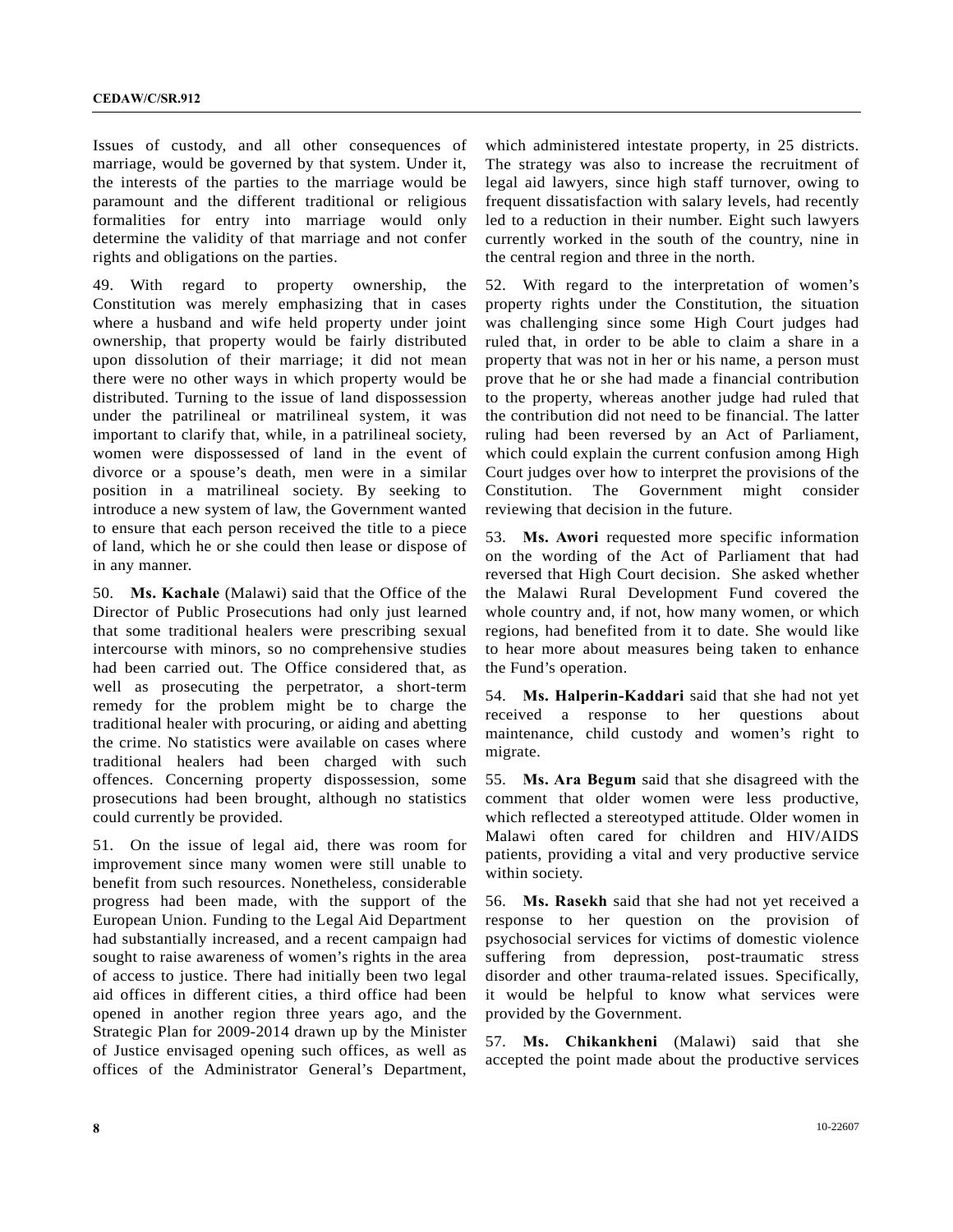Issues of custody, and all other consequences of marriage, would be governed by that system. Under it, the interests of the parties to the marriage would be paramount and the different traditional or religious formalities for entry into marriage would only determine the validity of that marriage and not confer rights and obligations on the parties.

49. With regard to property ownership, the Constitution was merely emphasizing that in cases where a husband and wife held property under joint ownership, that property would be fairly distributed upon dissolution of their marriage; it did not mean there were no other ways in which property would be distributed. Turning to the issue of land dispossession under the patrilineal or matrilineal system, it was important to clarify that, while, in a patrilineal society, women were dispossessed of land in the event of divorce or a spouse's death, men were in a similar position in a matrilineal society. By seeking to introduce a new system of law, the Government wanted to ensure that each person received the title to a piece of land, which he or she could then lease or dispose of in any manner.

50. **Ms. Kachale** (Malawi) said that the Office of the Director of Public Prosecutions had only just learned that some traditional healers were prescribing sexual intercourse with minors, so no comprehensive studies had been carried out. The Office considered that, as well as prosecuting the perpetrator, a short-term remedy for the problem might be to charge the traditional healer with procuring, or aiding and abetting the crime. No statistics were available on cases where traditional healers had been charged with such offences. Concerning property dispossession, some prosecutions had been brought, although no statistics could currently be provided.

51. On the issue of legal aid, there was room for improvement since many women were still unable to benefit from such resources. Nonetheless, considerable progress had been made, with the support of the European Union. Funding to the Legal Aid Department had substantially increased, and a recent campaign had sought to raise awareness of women's rights in the area of access to justice. There had initially been two legal aid offices in different cities, a third office had been opened in another region three years ago, and the Strategic Plan for 2009-2014 drawn up by the Minister of Justice envisaged opening such offices, as well as offices of the Administrator General's Department, which administered intestate property, in 25 districts. The strategy was also to increase the recruitment of legal aid lawyers, since high staff turnover, owing to frequent dissatisfaction with salary levels, had recently led to a reduction in their number. Eight such lawyers currently worked in the south of the country, nine in the central region and three in the north.

52. With regard to the interpretation of women's property rights under the Constitution, the situation was challenging since some High Court judges had ruled that, in order to be able to claim a share in a property that was not in her or his name, a person must prove that he or she had made a financial contribution to the property, whereas another judge had ruled that the contribution did not need to be financial. The latter ruling had been reversed by an Act of Parliament, which could explain the current confusion among High Court judges over how to interpret the provisions of the Constitution. The Government might consider reviewing that decision in the future.

53. **Ms. Awori** requested more specific information on the wording of the Act of Parliament that had reversed that High Court decision. She asked whether the Malawi Rural Development Fund covered the whole country and, if not, how many women, or which regions, had benefited from it to date. She would like to hear more about measures being taken to enhance the Fund's operation.

54. **Ms. Halperin-Kaddari** said that she had not yet received a response to her questions about maintenance, child custody and women's right to migrate.

55. **Ms. Ara Begum** said that she disagreed with the comment that older women were less productive, which reflected a stereotyped attitude. Older women in Malawi often cared for children and HIV/AIDS patients, providing a vital and very productive service within society.

56. **Ms. Rasekh** said that she had not yet received a response to her question on the provision of psychosocial services for victims of domestic violence suffering from depression, post-traumatic stress disorder and other trauma-related issues. Specifically, it would be helpful to know what services were provided by the Government.

57. **Ms. Chikankheni** (Malawi) said that she accepted the point made about the productive services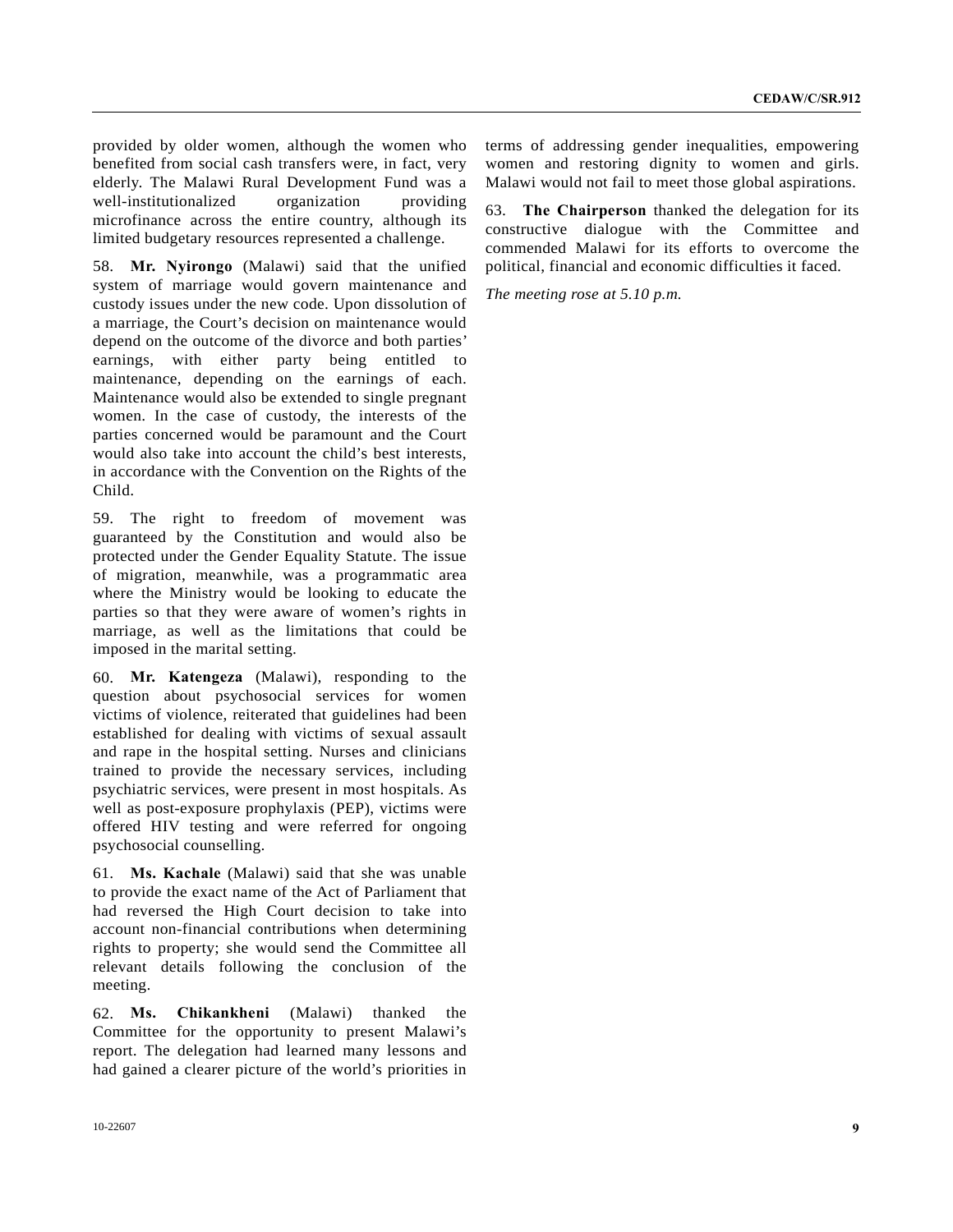provided by older women, although the women who benefited from social cash transfers were, in fact, very elderly. The Malawi Rural Development Fund was a well-institutionalized organization providing microfinance across the entire country, although its limited budgetary resources represented a challenge.

58. **Mr. Nyirongo** (Malawi) said that the unified system of marriage would govern maintenance and custody issues under the new code. Upon dissolution of a marriage, the Court's decision on maintenance would depend on the outcome of the divorce and both parties' earnings, with either party being entitled to maintenance, depending on the earnings of each. Maintenance would also be extended to single pregnant women. In the case of custody, the interests of the parties concerned would be paramount and the Court would also take into account the child's best interests, in accordance with the Convention on the Rights of the Child.

59. The right to freedom of movement was guaranteed by the Constitution and would also be protected under the Gender Equality Statute. The issue of migration, meanwhile, was a programmatic area where the Ministry would be looking to educate the parties so that they were aware of women's rights in marriage, as well as the limitations that could be imposed in the marital setting.

60. **Mr. Katengeza** (Malawi), responding to the question about psychosocial services for women victims of violence, reiterated that guidelines had been established for dealing with victims of sexual assault and rape in the hospital setting. Nurses and clinicians trained to provide the necessary services, including psychiatric services, were present in most hospitals. As well as post-exposure prophylaxis (PEP), victims were offered HIV testing and were referred for ongoing psychosocial counselling.

61. **Ms. Kachale** (Malawi) said that she was unable to provide the exact name of the Act of Parliament that had reversed the High Court decision to take into account non-financial contributions when determining rights to property; she would send the Committee all relevant details following the conclusion of the meeting.

62. **Ms. Chikankheni** (Malawi) thanked the Committee for the opportunity to present Malawi's report. The delegation had learned many lessons and had gained a clearer picture of the world's priorities in terms of addressing gender inequalities, empowering women and restoring dignity to women and girls. Malawi would not fail to meet those global aspirations.

63. **The Chairperson** thanked the delegation for its constructive dialogue with the Committee and commended Malawi for its efforts to overcome the political, financial and economic difficulties it faced.

*The meeting rose at 5.10 p.m.*